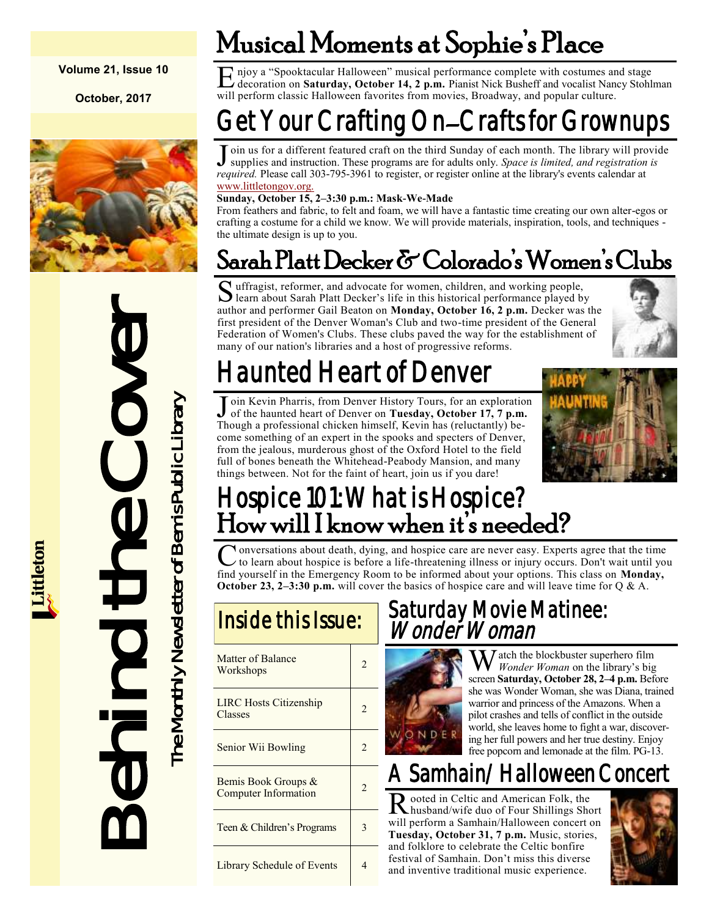**Volume 21, Issue 10**

**October, 2017**

# Behind the Cover

The Monthly Newsletter of Bemis Public Library

Littleton

## Musical Moments at Sophie's Place

Enjoy a "Spooktacular Halloween" musical performance complete with costumes and stage decoration on **Saturday, October 14, 2 p.m.** Pianist Nick Busheff and vocalist Nancy Stohlman will perform classic Halloween favorites from movies, Broadway, and popular culture.

## Get Your Crafting On—Crafts for Grownups

Join us for a different featured craft on the third Sunday of each month. The library will provide supplies and instruction. These programs are for adults only. *Space is limited, and registration is required.* Please call 303-795-3961 to register, or register online at the library's events calendar at www.littletongov.org.

**Sunday, October 15, 2–3:30 p.m.: Mask-We-Made**

From feathers and fabric, to felt and foam, we will have a fantastic time creating our own alter-egos or crafting a costume for a child we know. We will provide materials, inspiration, tools, and techniques - the ultimate design is up to you.

## Sarah Platt Decker & Colorado's Women's Clubs

Suffragist, reformer, and advocate for women, children, and working people, learn about Sarah Platt Decker's life in this historical performance played by author and performer Gail Beaton on **Monday, October 16, 2 p.m.** Decker was the first president of the Denver Woman's Club and two-time president of the General Federation of Women's Clubs. These clubs paved the way for the establishment of many of our nation's libraries and a host of progressive reforms.

## Haunted Heart of Denver

Join Kevin Pharris, from Denver History Tours, for an exploration of the haunted heart of Denver on **Tuesday, October 17, 7 p.m.** Though a professional chicken himself, Kevin has (reluctantly) become something of an expert in the spooks and specters of Denver, from the jealous, murderous ghost of the Oxford Hotel to the field full of bones beneath the Whitehead-Peabody Mansion, and many things between. Not for the faint of heart, join us if you dare!

## Hospice 101: What is Hospice? How will I know when it's needed?

Conversations about death, dying, and hospice care are never easy. Experts agree that the time to learn about hospice is before a life-threatening illness or injury occurs. Don't wait until you find yourself in the Emergency Room to be informed about your options. This class on **Monday, October 23, 2–3:30 p.m.** will cover the basics of hospice care and will leave time for Q & A.

## Inside this Issue:

| | |
|---|---|
| Matter of Balance Workshops | 2 |
| LIRC Hosts Citizenship Classes | 2 |
| Senior Wii Bowling | 2 |
| Bemis Book Groups & Computer Information | 2 |
| Teen & Children's Programs | 3 |
| Library Schedule of Events | 4 |

## Saturday Movie Matinee: *Wonder Woman*

Watch the blockbuster superhero film *Wonder Woman* on the library's big screen **Saturday, October 28, 2–4 p.m.** Before she was Wonder Woman, she was Diana, trained warrior and princess of the Amazons. When a pilot crashes and tells of conflict in the outside world, she leaves home to fight a war, discovering her full powers and her true destiny. Enjoy free popcorn and lemonade at the film. PG-13.

## A Samhain/Halloween Concert

Rooted in Celtic and American Folk, the husband/wife duo of Four Shillings Short will perform a Samhain/Halloween concert on **Tuesday, October 31, 7 p.m.** Music, stories, and folklore to celebrate the Celtic bonfire festival of Samhain. Don't miss this diverse and inventive traditional music experience.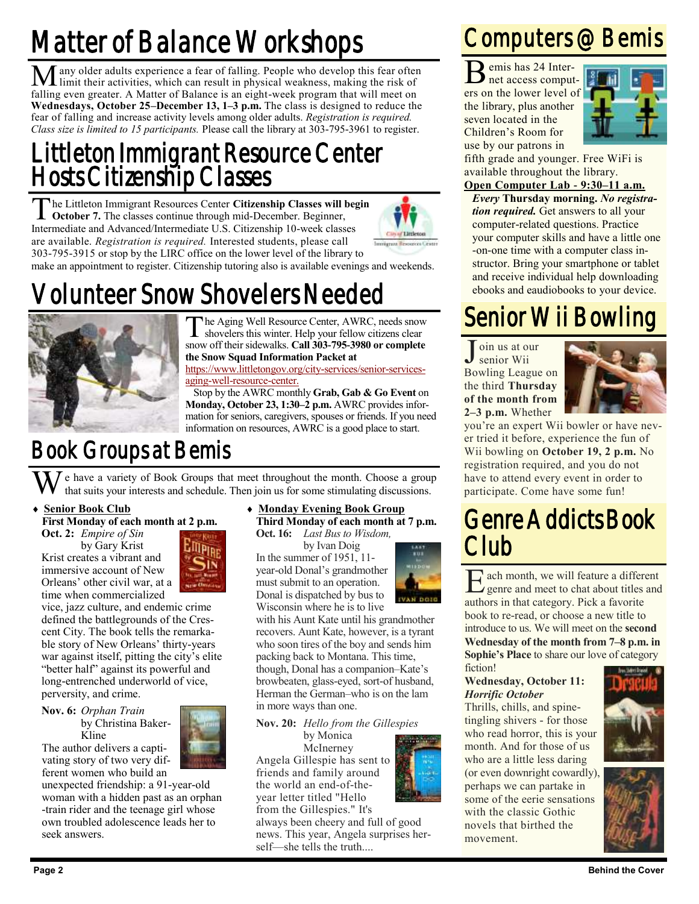# Matter of Balance Workshops

Many older adults experience a fear of falling. People who develop this fear often limit their activities, which can result in physical weakness, making the risk of falling even greater. A Matter of Balance is an eight-week program that will meet on **Wednesdays, October 25–December 13, 1–3 p.m.** The class is designed to reduce the fear of falling and increase activity levels among older adults. *Registration is required. Class size is limited to 15 participants.* Please call the library at 303-795-3961 to register.

# Littleton Immigrant Resource Center Hosts Citizenship Classes

The Littleton Immigrant Resources Center **Citizenship Classes will begin October 7.** The classes continue through mid-December. Beginner, Intermediate and Advanced/Intermediate U.S. Citizenship 10-week classes are available. *Registration is required.* Interested students, please call 303-795-3915 or stop by the LIRC office on the lower level of the library to make an appointment to register. Citizenship tutoring also is available evenings and weekends.

# Volunteer Snow Shovelers Needed

The Aging Well Resource Center, AWRC, needs snow shovelers this winter. Help your fellow citizens clear snow off their sidewalks. **Call 303-795-3980 or complete the Snow Squad Information Packet at** https://www.littletongov.org/city-services/senior-services-aging-well-resource-center.

Stop by the AWRC monthly **Grab, Gab & Go Event** on **Monday, October 23, 1:30–2 p.m.** AWRC provides information for seniors, caregivers, spouses or friends. If you need information on resources, AWRC is a good place to start.

# Book Groups at Bemis

We have a variety of Book Groups that meet throughout the month. Choose a group that suits your interests and schedule. Then join us for some stimulating discussions.

- **Senior Book Club**
  **First Monday of each month at 2 p.m.**

  **Oct. 2:** *Empire of Sin* by Gary Krist
  Krist creates a vibrant and immersive account of New Orleans' other civil war, at a time when commercialized vice, jazz culture, and endemic crime defined the battlegrounds of the Crescent City. The book tells the remarkable story of New Orleans' thirty-years war against itself, pitting the city's elite "better half" against its powerful and long-entrenched underworld of vice, perversity, and crime.

  **Nov. 6:** *Orphan Train* by Christina Baker-Kline
  The author delivers a captivating story of two very different women who build an unexpected friendship: a 91-year-old woman with a hidden past as an orphan-train rider and the teenage girl whose own troubled adolescence leads her to seek answers.

- **Monday Evening Book Group**
  **Third Monday of each month at 7 p.m.**

  **Oct. 16:** *Last Bus to Wisdom,* by Ivan Doig
  In the summer of 1951, 11-year-old Donal's grandmother must submit to an operation. Donal is dispatched by bus to Wisconsin where he is to live with his Aunt Kate until his grandmother recovers. Aunt Kate, however, is a tyrant who soon tires of the boy and sends him packing back to Montana. This time, though, Donal has a companion–Kate's browbeaten, glass-eyed, sort-of husband, Herman the German–who is on the lam in more ways than one.

  **Nov. 20:** *Hello from the Gillespies* by Monica McInerney
  Angela Gillespie has sent to friends and family around the world an end-of-the-year letter titled "Hello from the Gillespies." It's always been cheery and full of good news. This year, Angela surprises herself—she tells the truth....

# Computers @ Bemis

Bemis has 24 Internet access computers on the lower level of the library, plus another seven located in the Children's Room for use by our patrons in fifth grade and younger. Free WiFi is available throughout the library.

**Open Computer Lab - 9:30–11 a.m.**
***Every* Thursday morning.** ***No registration required.*** Get answers to all your computer-related questions. Practice your computer skills and have a little one-on-one time with a computer class instructor. Bring your smartphone or tablet and receive individual help downloading ebooks and eaudiobooks to your device.

# Senior Wii Bowling

Join us at our senior Wii Bowling League on the third **Thursday of the month from 2–3 p.m.** Whether you're an expert Wii bowler or have never tried it before, experience the fun of Wii bowling on **October 19, 2 p.m.** No registration required, and you do not have to attend every event in order to participate. Come have some fun!

# Genre Addicts Book Club

Each month, we will feature a different genre and meet to chat about titles and authors in that category. Pick a favorite book to re-read, or choose a new title to introduce to us. We will meet on the **second Wednesday of the month from 7–8 p.m. in Sophie's Place** to share our love of category fiction!

**Wednesday, October 11:** ***Horrific October***
Thrills, chills, and spine-tingling shivers - for those who read horror, this is your month. And for those of us who are a little less daring (or even downright cowardly), perhaps we can partake in some of the eerie sensations with the classic Gothic novels that birthed the movement.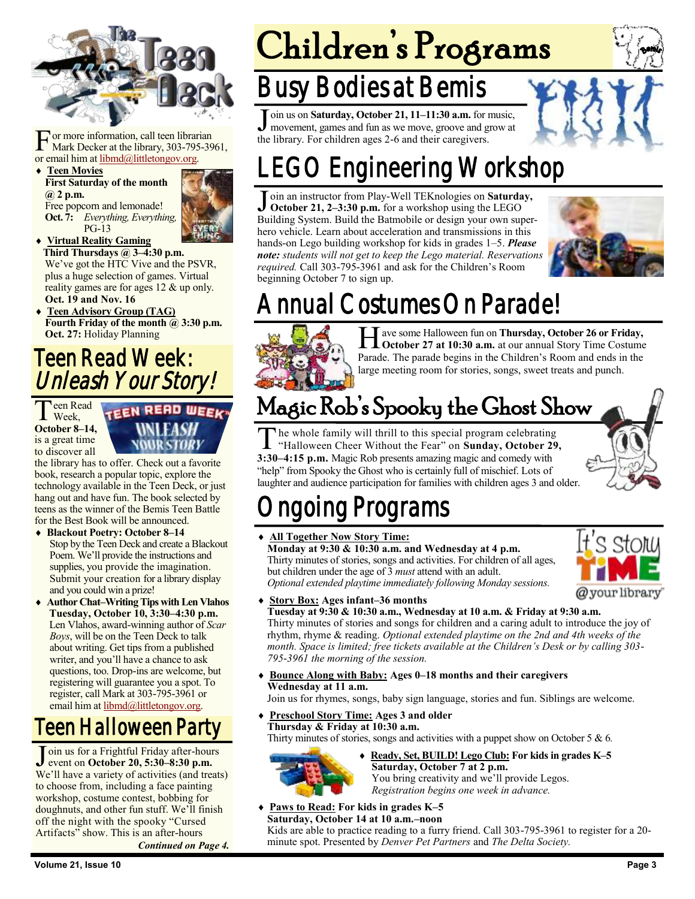For more information, call teen librarian Mark Decker at the library, 303-795-3961, or email him at libmd@littletongov.org.

- **Teen Movies**
  **First Saturday of the month @ 2 p.m.**
  Free popcorn and lemonade!
  **Oct. 7:** *Everything, Everything,* PG-13
- **Virtual Reality Gaming**
  **Third Thursdays @ 3–4:30 p.m.**
  We've got the HTC Vive and the PSVR, plus a huge selection of games. Virtual reality games are for ages 12 & up only.
  **Oct. 19 and Nov. 16**
- **Teen Advisory Group (TAG)**
  **Fourth Friday of the month @ 3:30 p.m.**
  **Oct. 27:** Holiday Planning

## Teen Read Week: *Unleash Your Story!*

Teen Read Week, **October 8–14,** is a great time to discover all the library has to offer. Check out a favorite book, research a popular topic, explore the technology available in the Teen Deck, or just hang out and have fun. The book selected by teens as the winner of the Bemis Teen Battle for the Best Book will be announced.

- **Blackout Poetry: October 8–14**
  Stop by the Teen Deck and create a Blackout Poem. We'll provide the instructions and supplies, you provide the imagination. Submit your creation for a library display and you could win a prize!
- **Author Chat–Writing Tips with Len Vlahos**
  **Tuesday, October 10, 3:30–4:30 p.m.**
  Len Vlahos, award-winning author of *Scar Boys*, will be on the Teen Deck to talk about writing. Get tips from a published writer, and you'll have a chance to ask questions, too. Drop-ins are welcome, but registering will guarantee you a spot. To register, call Mark at 303-795-3961 or email him at libmd@littletongov.org.

## Teen Halloween Party

Join us for a Frightful Friday after-hours event on **October 20, 5:30–8:30 p.m.** We'll have a variety of activities (and treats) to choose from, including a face painting workshop, costume contest, bobbing for doughnuts, and other fun stuff. We'll finish off the night with the spooky "Cursed Artifacts" show. This is an after-hours

***Continued on Page 4.***

# Children's Programs

## Busy Bodies at Bemis

Join us on **Saturday, October 21, 11–11:30 a.m.** for music, movement, games and fun as we move, groove and grow at the library. For children ages 2-6 and their caregivers.

## LEGO Engineering Workshop

Join an instructor from Play-Well TEKnologies on **Saturday, October 21, 2–3:30 p.m.** for a workshop using the LEGO Building System. Build the Batmobile or design your own super-hero vehicle. Learn about acceleration and transmissions in this hands-on Lego building workshop for kids in grades 1–5. ***Please note:*** *students will not get to keep the Lego material. Reservations required.* Call 303-795-3961 and ask for the Children's Room beginning October 7 to sign up.

## Annual Costumes On Parade!

Have some Halloween fun on **Thursday, October 26 or Friday, October 27 at 10:30 a.m.** at our annual Story Time Costume Parade. The parade begins in the Children's Room and ends in the large meeting room for stories, songs, sweet treats and punch.

## Magic Rob's Spooky the Ghost Show

The whole family will thrill to this special program celebrating "Halloween Cheer Without the Fear" on **Sunday, October 29, 3:30–4:15 p.m.** Magic Rob presents amazing magic and comedy with "help" from Spooky the Ghost who is certainly full of mischief. Lots of laughter and audience participation for families with children ages 3 and older.

## Ongoing Programs

- **All Together Now Story Time:**
  **Monday at 9:30 & 10:30 a.m. and Wednesday at 4 p.m.**
  Thirty minutes of stories, songs and activities. For children of all ages, but children under the age of 3 *must* attend with an adult.
  *Optional extended playtime immediately following Monday sessions.*
- **Story Box: Ages infant–36 months**
  **Tuesday at 9:30 & 10:30 a.m., Wednesday at 10 a.m. & Friday at 9:30 a.m.**
  Thirty minutes of stories and songs for children and a caring adult to introduce the joy of rhythm, rhyme & reading. *Optional extended playtime on the 2nd and 4th weeks of the month. Space is limited; free tickets available at the Children's Desk or by calling 303-795-3961 the morning of the session.*
- **Bounce Along with Baby: Ages 0–18 months and their caregivers**
  **Wednesday at 11 a.m.**
  Join us for rhymes, songs, baby sign language, stories and fun. Siblings are welcome.
- **Preschool Story Time: Ages 3 and older**
  **Thursday & Friday at 10:30 a.m.**
  Thirty minutes of stories, songs and activities with a puppet show on October 5 & 6.
- **Ready, Set, BUILD! Lego Club: For kids in grades K–5**
  **Saturday, October 7 at 2 p.m.**
  You bring creativity and we'll provide Legos.
  *Registration begins one week in advance.*
- **Paws to Read: For kids in grades K–5**
  **Saturday, October 14 at 10 a.m.–noon**
  Kids are able to practice reading to a furry friend. Call 303-795-3961 to register for a 20-minute spot. Presented by *Denver Pet Partners* and *The Delta Society.*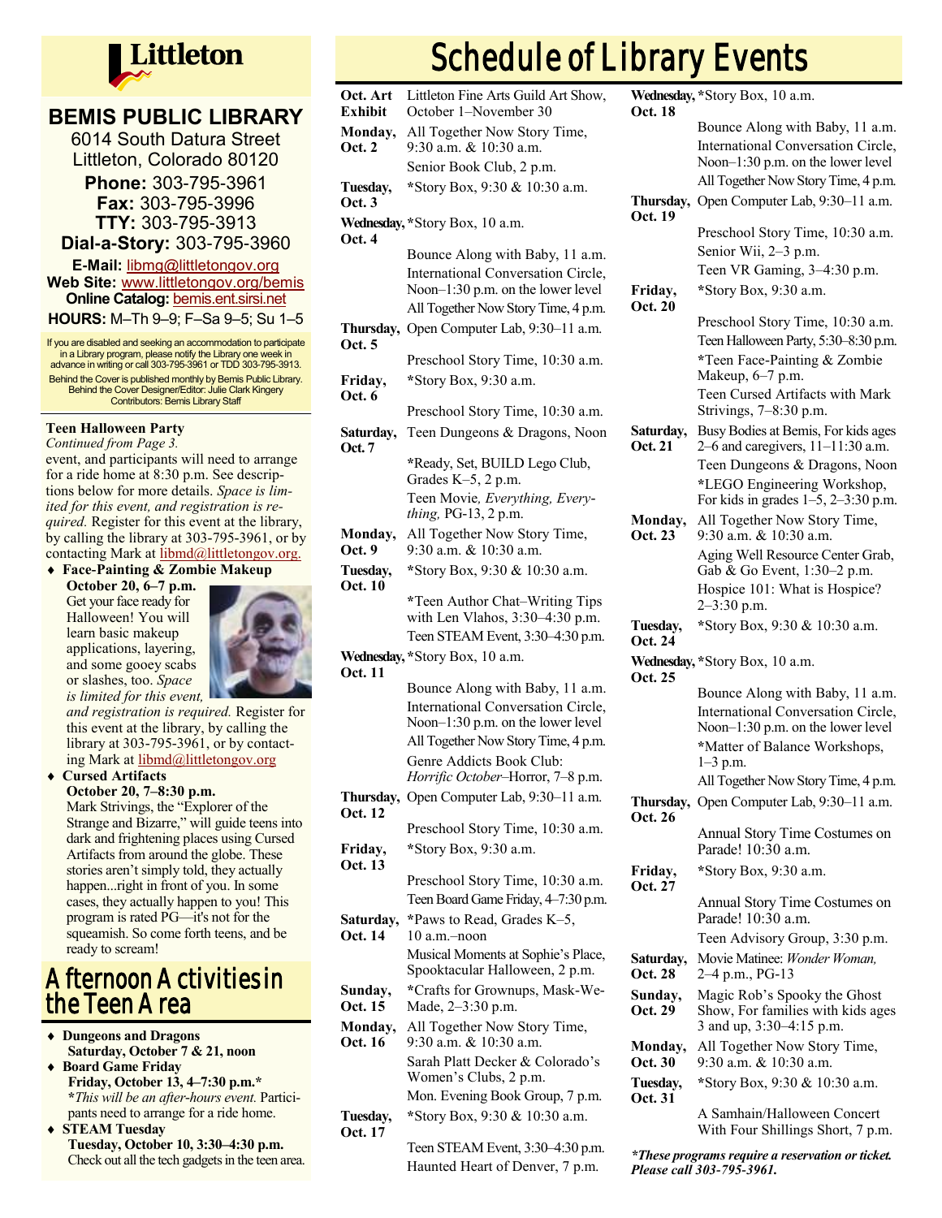# Littleton

## BEMIS PUBLIC LIBRARY

6014 South Datura Street
Littleton, Colorado 80120

**Phone:** 303-795-3961
**Fax:** 303-795-3996
**TTY:** 303-795-3913
**Dial-a-Story:** 303-795-3960

**E-Mail:** libmg@littletongov.org
**Web Site:** www.littletongov.org/bemis
**Online Catalog:** bemis.ent.sirsi.net
**HOURS:** M–Th 9–9; F–Sa 9–5; Su 1–5

If you are disabled and seeking an accommodation to participate in a Library program, please notify the Library one week in advance in writing or call 303-795-3961 or TDD 303-795-3913.

Behind the Cover is published monthly by Bemis Public Library. Behind the Cover Designer/Editor: Julie Clark Kingery Contributors: Bemis Library Staff

### Teen Halloween Party

*Continued from Page 3.*

event, and participants will need to arrange for a ride home at 8:30 p.m. See descriptions below for more details. *Space is limited for this event, and registration is required.* Register for this event at the library, by calling the library at 303-795-3961, or by contacting Mark at libmd@littletongov.org.

- **Face-Painting & Zombie Makeup**
  **October 20, 6–7 p.m.**
  Get your face ready for Halloween! You will learn basic makeup applications, layering, and some gooey scabs or slashes, too. *Space is limited for this event, and registration is required.* Register for this event at the library, by calling the library at 303-795-3961, or by contacting Mark at libmd@littletongov.org
- **Cursed Artifacts**
  **October 20, 7–8:30 p.m.**
  Mark Strivings, the "Explorer of the Strange and Bizarre," will guide teens into dark and frightening places using Cursed Artifacts from around the globe. These stories aren't simply told, they actually happen...right in front of you. In some cases, they actually happen to you! This program is rated PG—it's not for the squeamish. So come forth teens, and be ready to scream!

## Afternoon Activities in the Teen Area

- **Dungeons and Dragons**
  **Saturday, October 7 & 21, noon**
- **Board Game Friday**
  **Friday, October 13, 4–7:30 p.m.***
  **\****This will be an after-hours event.* Participants need to arrange for a ride home.
- **STEAM Tuesday**
  **Tuesday, October 10, 3:30–4:30 p.m.**
  Check out all the tech gadgets in the teen area.

# Schedule of Library Events

**Oct. Art Exhibit** — Littleton Fine Arts Guild Art Show, October 1–November 30

**Monday, Oct. 2**
- All Together Now Story Time, 9:30 a.m. & 10:30 a.m.
- Senior Book Club, 2 p.m.

**Tuesday, Oct. 3**
- *Story Box, 9:30 & 10:30 a.m.

**Wednesday, Oct. 4**
- *Story Box, 10 a.m.
- Bounce Along with Baby, 11 a.m.
- International Conversation Circle, Noon–1:30 p.m. on the lower level
- All Together Now Story Time, 4 p.m.

**Thursday, Oct. 5**
- Open Computer Lab, 9:30–11 a.m.
- Preschool Story Time, 10:30 a.m.

**Friday, Oct. 6**
- *Story Box, 9:30 a.m.
- Preschool Story Time, 10:30 a.m.

**Saturday, Oct. 7**
- Teen Dungeons & Dragons, Noon
- *Ready, Set, BUILD Lego Club, Grades K–5, 2 p.m.
- Teen Movie*, Everything, Everything,* PG-13, 2 p.m.

**Monday, Oct. 9**
- All Together Now Story Time, 9:30 a.m. & 10:30 a.m.

**Tuesday, Oct. 10**
- *Story Box, 9:30 & 10:30 a.m.
- *Teen Author Chat–Writing Tips with Len Vlahos, 3:30–4:30 p.m.
- Teen STEAM Event, 3:30–4:30 p.m.

**Wednesday, Oct. 11**
- *Story Box, 10 a.m.
- Bounce Along with Baby, 11 a.m.
- International Conversation Circle, Noon–1:30 p.m. on the lower level
- All Together Now Story Time, 4 p.m.
- Genre Addicts Book Club: *Horrific October*–Horror, 7–8 p.m.

**Thursday, Oct. 12**
- Open Computer Lab, 9:30–11 a.m.
- Preschool Story Time, 10:30 a.m.

**Friday, Oct. 13**
- *Story Box, 9:30 a.m.
- Preschool Story Time, 10:30 a.m.
- Teen Board Game Friday, 4–7:30 p.m.

**Saturday, Oct. 14**
- *Paws to Read, Grades K–5, 10 a.m.–noon
- Musical Moments at Sophie's Place, Spooktacular Halloween, 2 p.m.

**Sunday, Oct. 15**
- *Crafts for Grownups, Mask-We-Made, 2–3:30 p.m.

**Monday, Oct. 16**
- All Together Now Story Time, 9:30 a.m. & 10:30 a.m.
- Sarah Platt Decker & Colorado's Women's Clubs, 2 p.m.
- Mon. Evening Book Group, 7 p.m.

**Tuesday, Oct. 17**
- *Story Box, 9:30 & 10:30 a.m.
- Teen STEAM Event, 3:30–4:30 p.m.
- Haunted Heart of Denver, 7 p.m.

**Wednesday, Oct. 18**
- *Story Box, 10 a.m.
- Bounce Along with Baby, 11 a.m.
- International Conversation Circle, Noon–1:30 p.m. on the lower level
- All Together Now Story Time, 4 p.m.

**Thursday, Oct. 19**
- Open Computer Lab, 9:30–11 a.m.
- Preschool Story Time, 10:30 a.m.
- Senior Wii, 2–3 p.m.
- Teen VR Gaming, 3–4:30 p.m.

**Friday, Oct. 20**
- *Story Box, 9:30 a.m.
- Preschool Story Time, 10:30 a.m.
- Teen Halloween Party, 5:30–8:30 p.m.
- *Teen Face-Painting & Zombie Makeup, 6–7 p.m.
- Teen Cursed Artifacts with Mark Strivings, 7–8:30 p.m.

**Saturday, Oct. 21**
- Busy Bodies at Bemis, For kids ages 2–6 and caregivers, 11–11:30 a.m.
- Teen Dungeons & Dragons, Noon
- *LEGO Engineering Workshop, For kids in grades 1–5, 2–3:30 p.m.

**Monday, Oct. 23**
- All Together Now Story Time, 9:30 a.m. & 10:30 a.m.
- Aging Well Resource Center Grab, Gab & Go Event, 1:30–2 p.m.
- Hospice 101: What is Hospice? 2–3:30 p.m.

**Tuesday, Oct. 24**
- *Story Box, 9:30 & 10:30 a.m.

**Wednesday, Oct. 25**
- *Story Box, 10 a.m.
- Bounce Along with Baby, 11 a.m.
- International Conversation Circle, Noon–1:30 p.m. on the lower level
- *Matter of Balance Workshops, 1–3 p.m.
- All Together Now Story Time, 4 p.m.

**Thursday, Oct. 26**
- Open Computer Lab, 9:30–11 a.m.
- Annual Story Time Costumes on Parade! 10:30 a.m.

**Friday, Oct. 27**
- *Story Box, 9:30 a.m.
- Annual Story Time Costumes on Parade! 10:30 a.m.
- Teen Advisory Group, 3:30 p.m.

**Saturday, Oct. 28**
- Movie Matinee: *Wonder Woman,* 2–4 p.m., PG-13

**Sunday, Oct. 29**
- Magic Rob's Spooky the Ghost Show, For families with kids ages 3 and up, 3:30–4:15 p.m.

**Monday, Oct. 30**
- All Together Now Story Time, 9:30 a.m. & 10:30 a.m.

**Tuesday, Oct. 31**
- *Story Box, 9:30 & 10:30 a.m.
- A Samhain/Halloween Concert With Four Shillings Short, 7 p.m.

***These programs require a reservation or ticket. Please call 303-795-3961.***